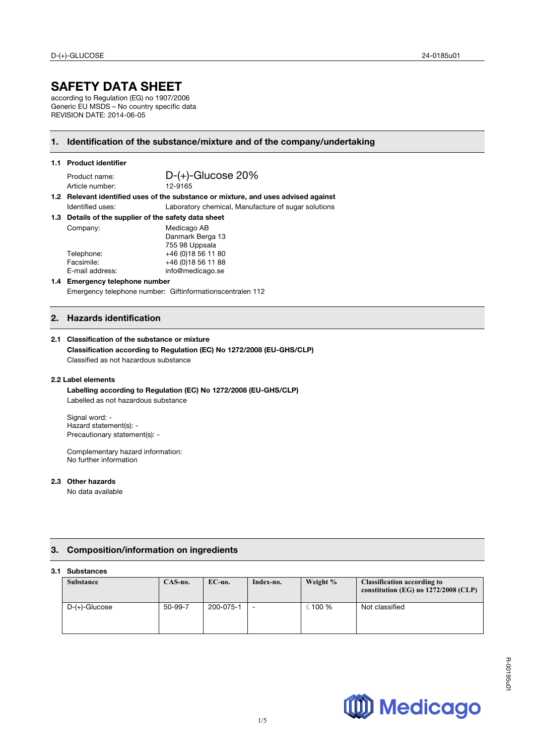# SAFETY DATA SHEET

according to Regulation (EG) no 1907/2006
Generic EU MSDS – No country specific data
REVISION DATE: 2014-06-05

## 1. Identification of the substance/mixture and of the company/undertaking

### 1.1 Product identifier

Product name: D-(+)-Glucose 20%
Article number: 12-9165

### 1.2 Relevant identified uses of the substance or mixture, and uses advised against

Identified uses: Laboratory chemical, Manufacture of sugar solutions

### 1.3 Details of the supplier of the safety data sheet

Company: Medicago AB
Danmark Berga 13
755 98 Uppsala

Telephone: +46 (0)18 56 11 80
Facsimile: +46 (0)18 56 11 88
E-mail address: info@medicago.se

### 1.4 Emergency telephone number

Emergency telephone number: Giftinformationscentralen 112

## 2. Hazards identification

### 2.1 Classification of the substance or mixture

**Classification according to Regulation (EC) No 1272/2008 (EU-GHS/CLP)**

Classified as not hazardous substance

### 2.2 Label elements

**Labelling according to Regulation (EC) No 1272/2008 (EU-GHS/CLP)**

Labelled as not hazardous substance

Signal word: -
Hazard statement(s): -
Precautionary statement(s): -

Complementary hazard information:
No further information

### 2.3 Other hazards

No data available

## 3. Composition/information on ingredients

### 3.1 Substances

| Substance | CAS-no. | EC-no. | Index-no. | Weight % | Classification according to constitution (EG) no 1272/2008 (CLP) |
|---|---|---|---|---|---|
| D-(+)-Glucose | 50-99-7 | 200-075-1 | - | ≤ 100 % | Not classified |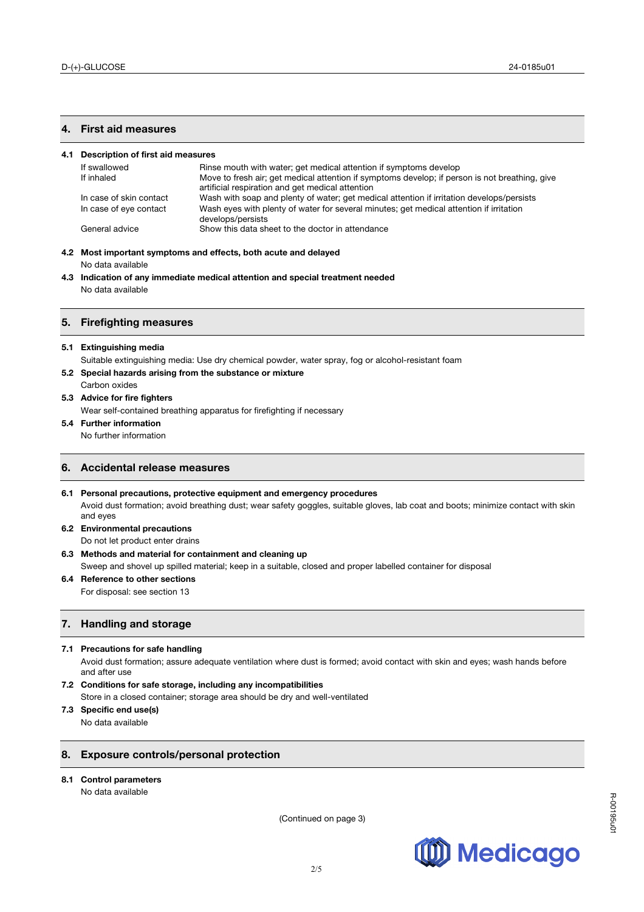## 4. First aid measures

### 4.1 Description of first aid measures

| | |
|---|---|
| If swallowed | Rinse mouth with water; get medical attention if symptoms develop |
| If inhaled | Move to fresh air; get medical attention if symptoms develop; if person is not breathing, give artificial respiration and get medical attention |
| In case of skin contact | Wash with soap and plenty of water; get medical attention if irritation develops/persists |
| In case of eye contact | Wash eyes with plenty of water for several minutes; get medical attention if irritation develops/persists |
| General advice | Show this data sheet to the doctor in attendance |

### 4.2 Most important symptoms and effects, both acute and delayed

No data available

### 4.3 Indication of any immediate medical attention and special treatment needed

No data available

## 5. Firefighting measures

### 5.1 Extinguishing media

Suitable extinguishing media: Use dry chemical powder, water spray, fog or alcohol-resistant foam

### 5.2 Special hazards arising from the substance or mixture

Carbon oxides

### 5.3 Advice for fire fighters

Wear self-contained breathing apparatus for firefighting if necessary

### 5.4 Further information

No further information

## 6. Accidental release measures

### 6.1 Personal precautions, protective equipment and emergency procedures

Avoid dust formation; avoid breathing dust; wear safety goggles, suitable gloves, lab coat and boots; minimize contact with skin and eyes

### 6.2 Environmental precautions

Do not let product enter drains

### 6.3 Methods and material for containment and cleaning up

Sweep and shovel up spilled material; keep in a suitable, closed and proper labelled container for disposal

### 6.4 Reference to other sections

For disposal: see section 13

## 7. Handling and storage

### 7.1 Precautions for safe handling

Avoid dust formation; assure adequate ventilation where dust is formed; avoid contact with skin and eyes; wash hands before and after use

### 7.2 Conditions for safe storage, including any incompatibilities

Store in a closed container; storage area should be dry and well-ventilated

### 7.3 Specific end use(s)

No data available

## 8. Exposure controls/personal protection

### 8.1 Control parameters

No data available

(Continued on page 3)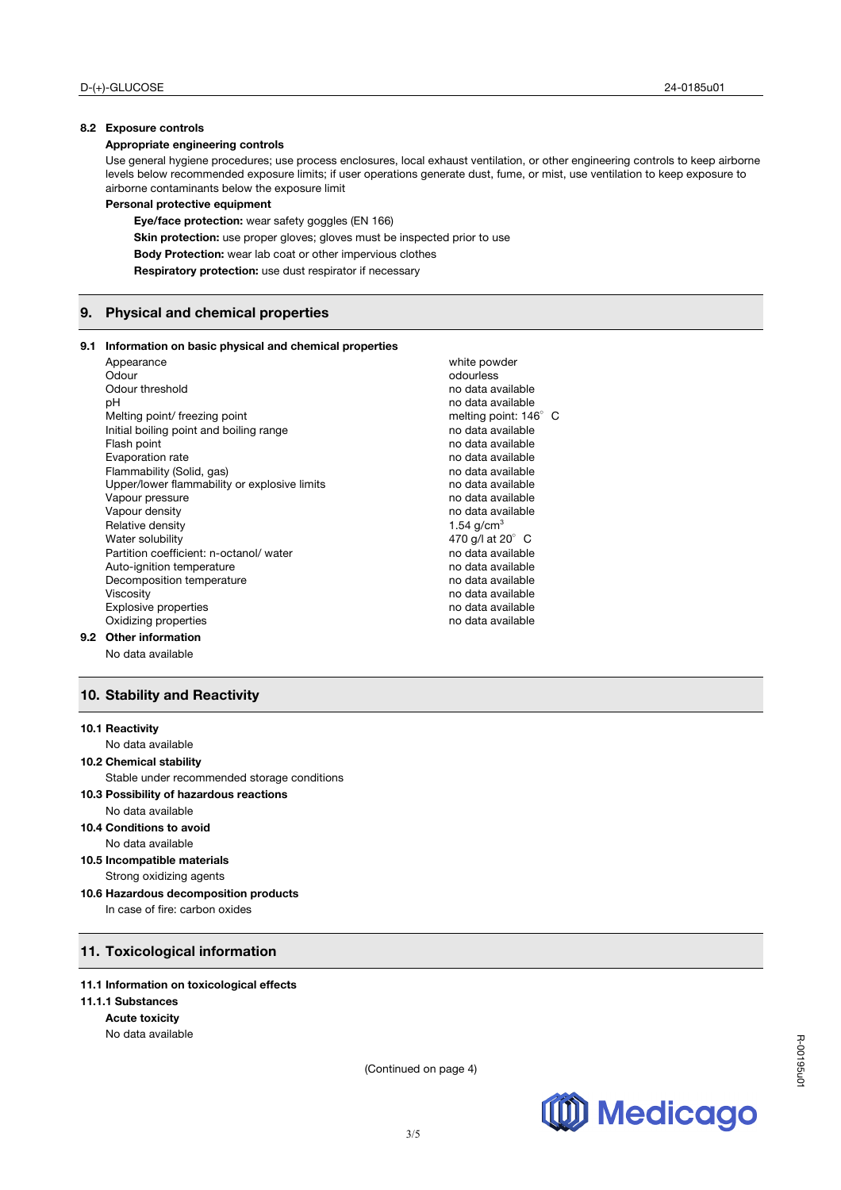### 8.2 Exposure controls

**Appropriate engineering controls**

Use general hygiene procedures; use process enclosures, local exhaust ventilation, or other engineering controls to keep airborne levels below recommended exposure limits; if user operations generate dust, fume, or mist, use ventilation to keep exposure to airborne contaminants below the exposure limit

**Personal protective equipment**

**Eye/face protection:** wear safety goggles (EN 166)

**Skin protection:** use proper gloves; gloves must be inspected prior to use

**Body Protection:** wear lab coat or other impervious clothes

**Respiratory protection:** use dust respirator if necessary

## 9. Physical and chemical properties

### 9.1 Information on basic physical and chemical properties

| | |
|---|---|
| Appearance | white powder |
| Odour | odourless |
| Odour threshold | no data available |
| pH | no data available |
| Melting point/ freezing point | melting point: 146° C |
| Initial boiling point and boiling range | no data available |
| Flash point | no data available |
| Evaporation rate | no data available |
| Flammability (Solid, gas) | no data available |
| Upper/lower flammability or explosive limits | no data available |
| Vapour pressure | no data available |
| Vapour density | no data available |
| Relative density | 1.54 g/cm$^3$ |
| Water solubility | 470 g/l at 20° C |
| Partition coefficient: n-octanol/ water | no data available |
| Auto-ignition temperature | no data available |
| Decomposition temperature | no data available |
| Viscosity | no data available |
| Explosive properties | no data available |
| Oxidizing properties | no data available |

### 9.2 Other information

No data available

## 10. Stability and Reactivity

### 10.1 Reactivity

No data available

### 10.2 Chemical stability

Stable under recommended storage conditions

### 10.3 Possibility of hazardous reactions

No data available

### 10.4 Conditions to avoid

No data available

### 10.5 Incompatible materials

Strong oxidizing agents

### 10.6 Hazardous decomposition products

In case of fire: carbon oxides

## 11. Toxicological information

### 11.1 Information on toxicological effects

### 11.1.1 Substances

**Acute toxicity**

No data available

(Continued on page 4)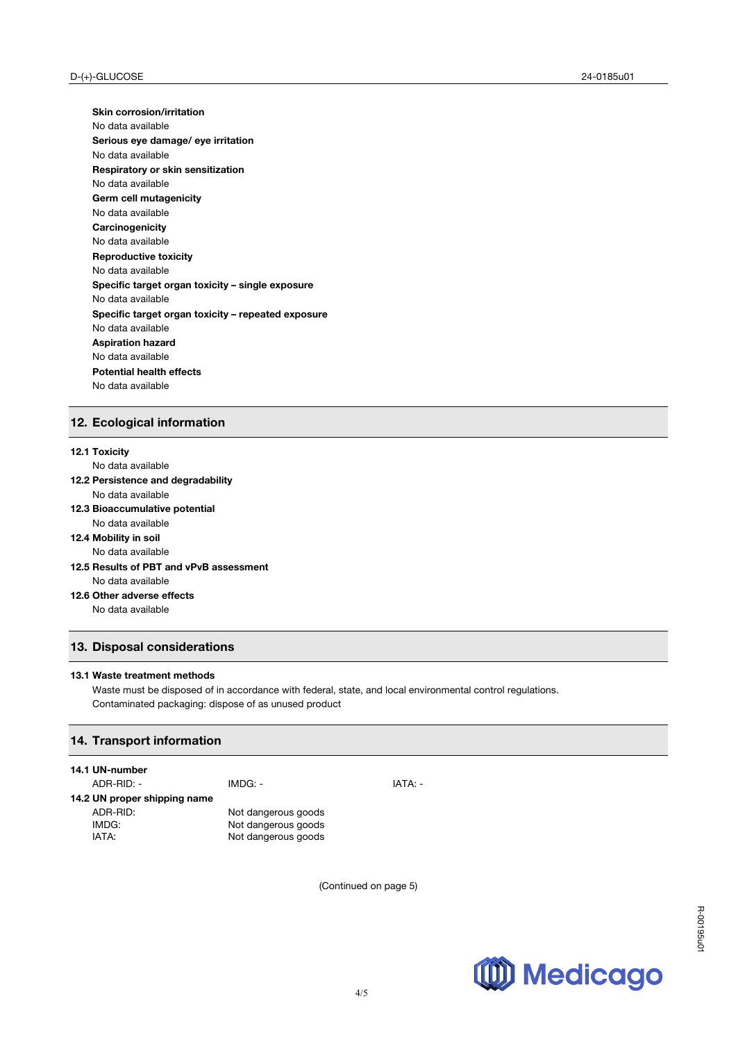**Skin corrosion/irritation**
No data available

**Serious eye damage/ eye irritation**
No data available

**Respiratory or skin sensitization**
No data available

**Germ cell mutagenicity**
No data available

**Carcinogenicity**
No data available

**Reproductive toxicity**
No data available

**Specific target organ toxicity – single exposure**
No data available

**Specific target organ toxicity – repeated exposure**
No data available

**Aspiration hazard**
No data available

**Potential health effects**
No data available

## 12. Ecological information

**12.1 Toxicity**
No data available

**12.2 Persistence and degradability**
No data available

**12.3 Bioaccumulative potential**
No data available

**12.4 Mobility in soil**
No data available

**12.5 Results of PBT and vPvB assessment**
No data available

**12.6 Other adverse effects**
No data available

## 13. Disposal considerations

**13.1 Waste treatment methods**

Waste must be disposed of in accordance with federal, state, and local environmental control regulations.
Contaminated packaging: dispose of as unused product

## 14. Transport information

**14.1 UN-number**

ADR-RID: - IMDG: - IATA: -

**14.2 UN proper shipping name**

| | |
|---|---|
| ADR-RID: | Not dangerous goods |
| IMDG: | Not dangerous goods |
| IATA: | Not dangerous goods |

(Continued on page 5)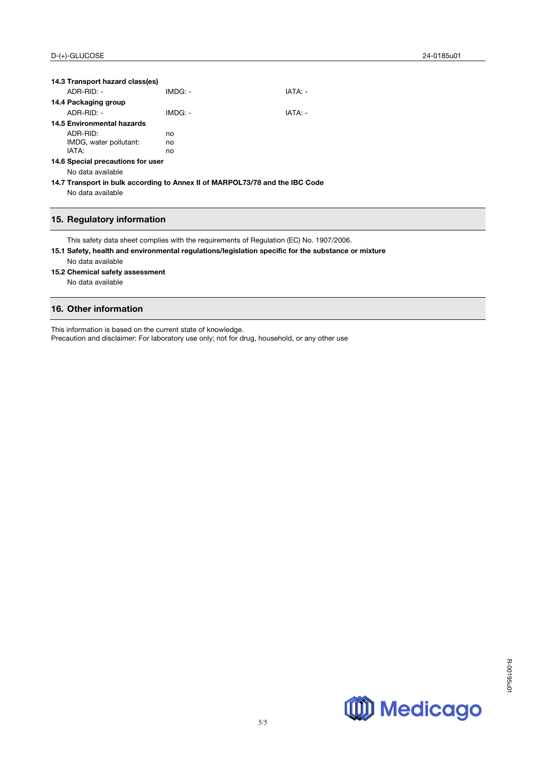### 14.3 Transport hazard class(es)

| | | |
|---|---|---|
| ADR-RID: - | IMDG: - | IATA: - |

### 14.4 Packaging group

| | | |
|---|---|---|
| ADR-RID: - | IMDG: - | IATA: - |

### 14.5 Environmental hazards

| | |
|---|---|
| ADR-RID: | no |
| IMDG, water pollutant: | no |
| IATA: | no |

### 14.6 Special precautions for user

No data available

### 14.7 Transport in bulk according to Annex II of MARPOL73/78 and the IBC Code

No data available

## 15. Regulatory information

This safety data sheet complies with the requirements of Regulation (EC) No. 1907/2006.

### 15.1 Safety, health and environmental regulations/legislation specific for the substance or mixture

No data available

### 15.2 Chemical safety assessment

No data available

## 16. Other information

This information is based on the current state of knowledge.
Precaution and disclaimer: For laboratory use only; not for drug, household, or any other use